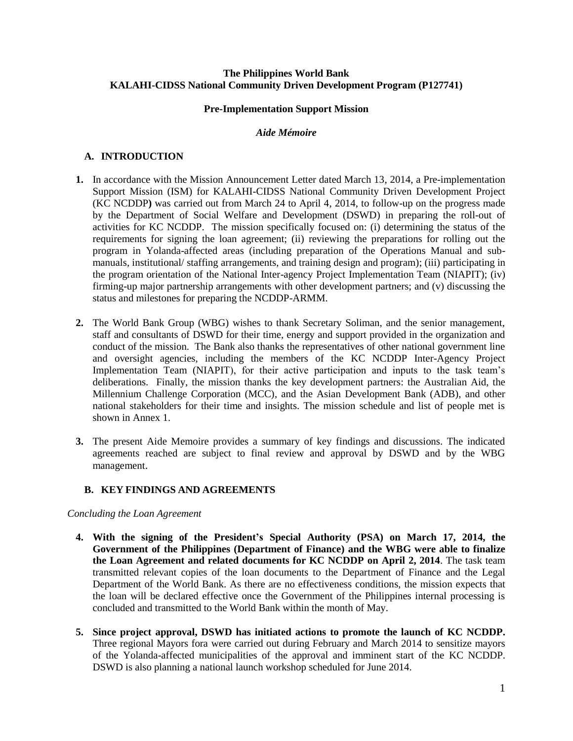**The Philippines World Bank**
**KALAHI-CIDSS National Community Driven Development Program (P127741)**

**Pre-Implementation Support Mission**

***Aide Mémoire***

## A. INTRODUCTION

1. In accordance with the Mission Announcement Letter dated March 13, 2014, a Pre-implementation Support Mission (ISM) for KALAHI-CIDSS National Community Driven Development Project (KC NCDDP**)** was carried out from March 24 to April 4, 2014, to follow-up on the progress made by the Department of Social Welfare and Development (DSWD) in preparing the roll-out of activities for KC NCDDP. The mission specifically focused on: (i) determining the status of the requirements for signing the loan agreement; (ii) reviewing the preparations for rolling out the program in Yolanda-affected areas (including preparation of the Operations Manual and sub-manuals, institutional/ staffing arrangements, and training design and program); (iii) participating in the program orientation of the National Inter-agency Project Implementation Team (NIAPIT); (iv) firming-up major partnership arrangements with other development partners; and (v) discussing the status and milestones for preparing the NCDDP-ARMM.

2. The World Bank Group (WBG) wishes to thank Secretary Soliman, and the senior management, staff and consultants of DSWD for their time, energy and support provided in the organization and conduct of the mission. The Bank also thanks the representatives of other national government line and oversight agencies, including the members of the KC NCDDP Inter-Agency Project Implementation Team (NIAPIT), for their active participation and inputs to the task team's deliberations. Finally, the mission thanks the key development partners: the Australian Aid, the Millennium Challenge Corporation (MCC), and the Asian Development Bank (ADB), and other national stakeholders for their time and insights. The mission schedule and list of people met is shown in Annex 1.

3. The present Aide Memoire provides a summary of key findings and discussions. The indicated agreements reached are subject to final review and approval by DSWD and by the WBG management.

## B. KEY FINDINGS AND AGREEMENTS

*Concluding the Loan Agreement*

4. **With the signing of the President's Special Authority (PSA) on March 17, 2014, the Government of the Philippines (Department of Finance) and the WBG were able to finalize the Loan Agreement and related documents for KC NCDDP on April 2, 2014**. The task team transmitted relevant copies of the loan documents to the Department of Finance and the Legal Department of the World Bank. As there are no effectiveness conditions, the mission expects that the loan will be declared effective once the Government of the Philippines internal processing is concluded and transmitted to the World Bank within the month of May.

5. **Since project approval, DSWD has initiated actions to promote the launch of KC NCDDP.** Three regional Mayors fora were carried out during February and March 2014 to sensitize mayors of the Yolanda-affected municipalities of the approval and imminent start of the KC NCDDP. DSWD is also planning a national launch workshop scheduled for June 2014.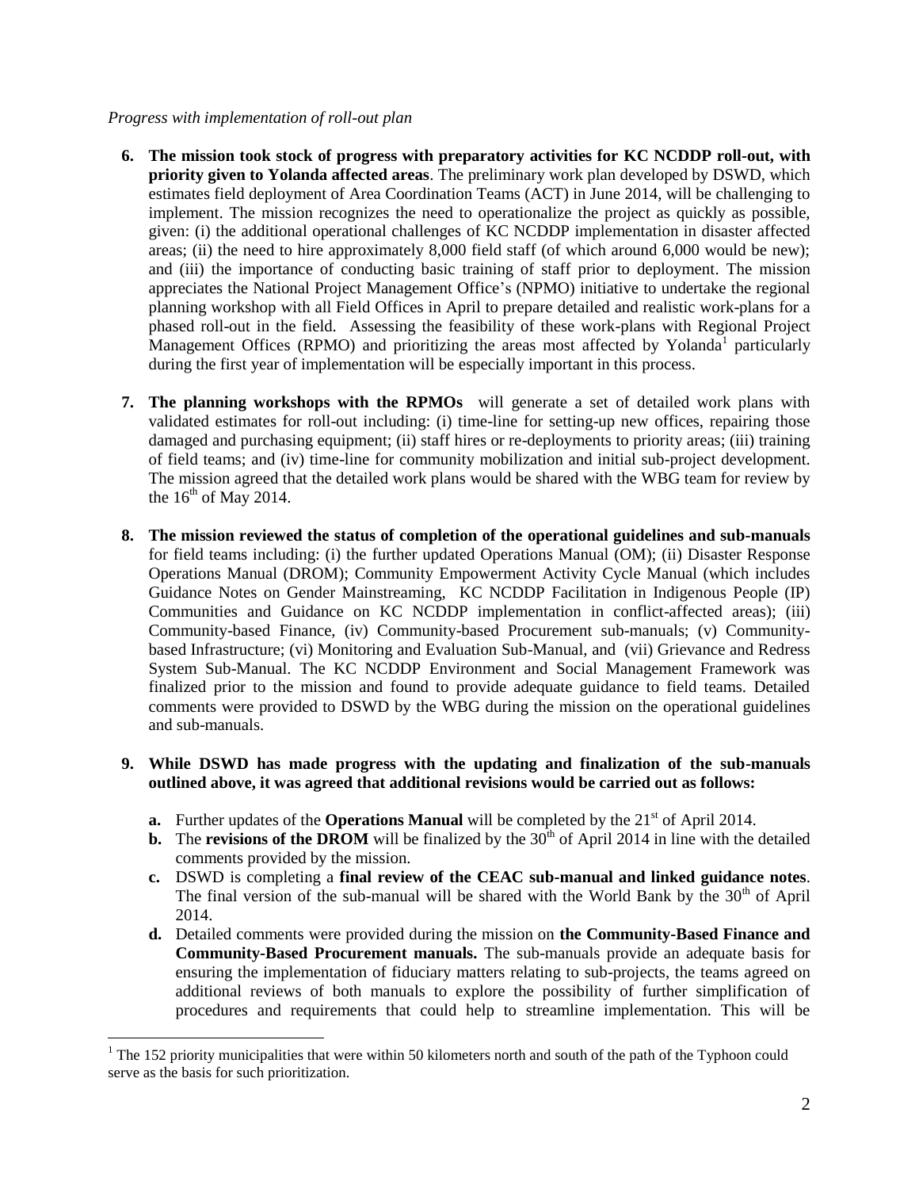*Progress with implementation of roll-out plan*

6. **The mission took stock of progress with preparatory activities for KC NCDDP roll-out, with priority given to Yolanda affected areas**. The preliminary work plan developed by DSWD, which estimates field deployment of Area Coordination Teams (ACT) in June 2014, will be challenging to implement. The mission recognizes the need to operationalize the project as quickly as possible, given: (i) the additional operational challenges of KC NCDDP implementation in disaster affected areas; (ii) the need to hire approximately 8,000 field staff (of which around 6,000 would be new); and (iii) the importance of conducting basic training of staff prior to deployment. The mission appreciates the National Project Management Office's (NPMO) initiative to undertake the regional planning workshop with all Field Offices in April to prepare detailed and realistic work-plans for a phased roll-out in the field. Assessing the feasibility of these work-plans with Regional Project Management Offices (RPMO) and prioritizing the areas most affected by Yolanda[1] particularly during the first year of implementation will be especially important in this process.

7. **The planning workshops with the RPMOs** will generate a set of detailed work plans with validated estimates for roll-out including: (i) time-line for setting-up new offices, repairing those damaged and purchasing equipment; (ii) staff hires or re-deployments to priority areas; (iii) training of field teams; and (iv) time-line for community mobilization and initial sub-project development. The mission agreed that the detailed work plans would be shared with the WBG team for review by the 16th of May 2014.

8. **The mission reviewed the status of completion of the operational guidelines and sub-manuals** for field teams including: (i) the further updated Operations Manual (OM); (ii) Disaster Response Operations Manual (DROM); Community Empowerment Activity Cycle Manual (which includes Guidance Notes on Gender Mainstreaming, KC NCDDP Facilitation in Indigenous People (IP) Communities and Guidance on KC NCDDP implementation in conflict-affected areas); (iii) Community-based Finance, (iv) Community-based Procurement sub-manuals; (v) Community-based Infrastructure; (vi) Monitoring and Evaluation Sub-Manual, and (vii) Grievance and Redress System Sub-Manual. The KC NCDDP Environment and Social Management Framework was finalized prior to the mission and found to provide adequate guidance to field teams. Detailed comments were provided to DSWD by the WBG during the mission on the operational guidelines and sub-manuals.

9. **While DSWD has made progress with the updating and finalization of the sub-manuals outlined above, it was agreed that additional revisions would be carried out as follows:**

   a. Further updates of the **Operations Manual** will be completed by the 21st of April 2014.

   b. The **revisions of the DROM** will be finalized by the 30th of April 2014 in line with the detailed comments provided by the mission.

   c. DSWD is completing a **final review of the CEAC sub-manual and linked guidance notes**. The final version of the sub-manual will be shared with the World Bank by the 30th of April 2014.

   d. Detailed comments were provided during the mission on **the Community-Based Finance and Community-Based Procurement manuals.** The sub-manuals provide an adequate basis for ensuring the implementation of fiduciary matters relating to sub-projects, the teams agreed on additional reviews of both manuals to explore the possibility of further simplification of procedures and requirements that could help to streamline implementation. This will be

[1] The 152 priority municipalities that were within 50 kilometers north and south of the path of the Typhoon could serve as the basis for such prioritization.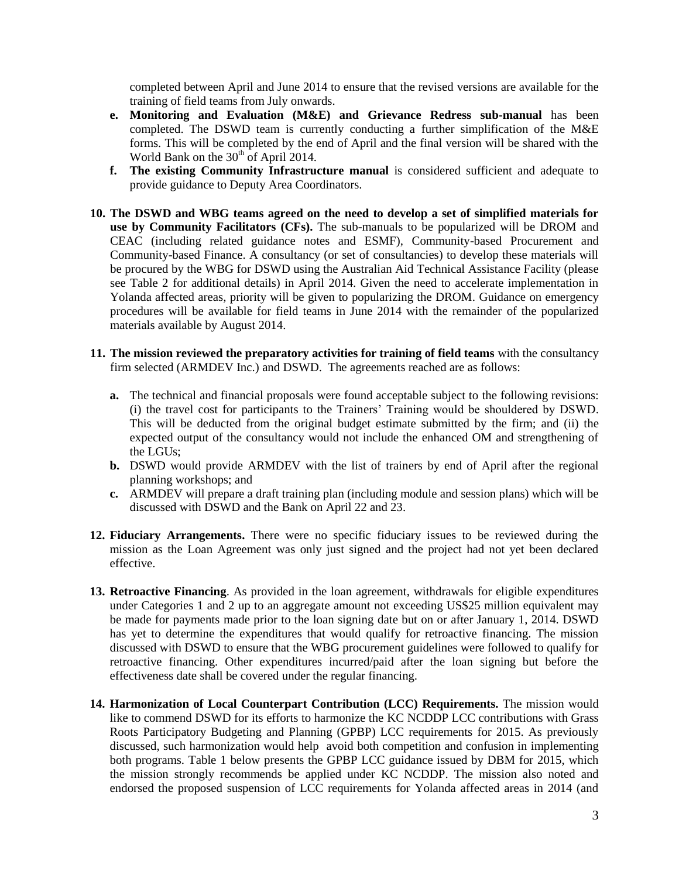completed between April and June 2014 to ensure that the revised versions are available for the training of field teams from July onwards.

e. **Monitoring and Evaluation (M&E) and Grievance Redress sub-manual** has been completed. The DSWD team is currently conducting a further simplification of the M&E forms. This will be completed by the end of April and the final version will be shared with the World Bank on the 30th of April 2014.

f. **The existing Community Infrastructure manual** is considered sufficient and adequate to provide guidance to Deputy Area Coordinators.

10. **The DSWD and WBG teams agreed on the need to develop a set of simplified materials for use by Community Facilitators (CFs).** The sub-manuals to be popularized will be DROM and CEAC (including related guidance notes and ESMF), Community-based Procurement and Community-based Finance. A consultancy (or set of consultancies) to develop these materials will be procured by the WBG for DSWD using the Australian Aid Technical Assistance Facility (please see Table 2 for additional details) in April 2014. Given the need to accelerate implementation in Yolanda affected areas, priority will be given to popularizing the DROM. Guidance on emergency procedures will be available for field teams in June 2014 with the remainder of the popularized materials available by August 2014.

11. **The mission reviewed the preparatory activities for training of field teams** with the consultancy firm selected (ARMDEV Inc.) and DSWD. The agreements reached are as follows:

    a. The technical and financial proposals were found acceptable subject to the following revisions: (i) the travel cost for participants to the Trainers' Training would be shouldered by DSWD. This will be deducted from the original budget estimate submitted by the firm; and (ii) the expected output of the consultancy would not include the enhanced OM and strengthening of the LGUs;

    b. DSWD would provide ARMDEV with the list of trainers by end of April after the regional planning workshops; and

    c. ARMDEV will prepare a draft training plan (including module and session plans) which will be discussed with DSWD and the Bank on April 22 and 23.

12. **Fiduciary Arrangements.** There were no specific fiduciary issues to be reviewed during the mission as the Loan Agreement was only just signed and the project had not yet been declared effective.

13. **Retroactive Financing**. As provided in the loan agreement, withdrawals for eligible expenditures under Categories 1 and 2 up to an aggregate amount not exceeding US$25 million equivalent may be made for payments made prior to the loan signing date but on or after January 1, 2014. DSWD has yet to determine the expenditures that would qualify for retroactive financing. The mission discussed with DSWD to ensure that the WBG procurement guidelines were followed to qualify for retroactive financing. Other expenditures incurred/paid after the loan signing but before the effectiveness date shall be covered under the regular financing.

14. **Harmonization of Local Counterpart Contribution (LCC) Requirements.** The mission would like to commend DSWD for its efforts to harmonize the KC NCDDP LCC contributions with Grass Roots Participatory Budgeting and Planning (GPBP) LCC requirements for 2015. As previously discussed, such harmonization would help avoid both competition and confusion in implementing both programs. Table 1 below presents the GPBP LCC guidance issued by DBM for 2015, which the mission strongly recommends be applied under KC NCDDP. The mission also noted and endorsed the proposed suspension of LCC requirements for Yolanda affected areas in 2014 (and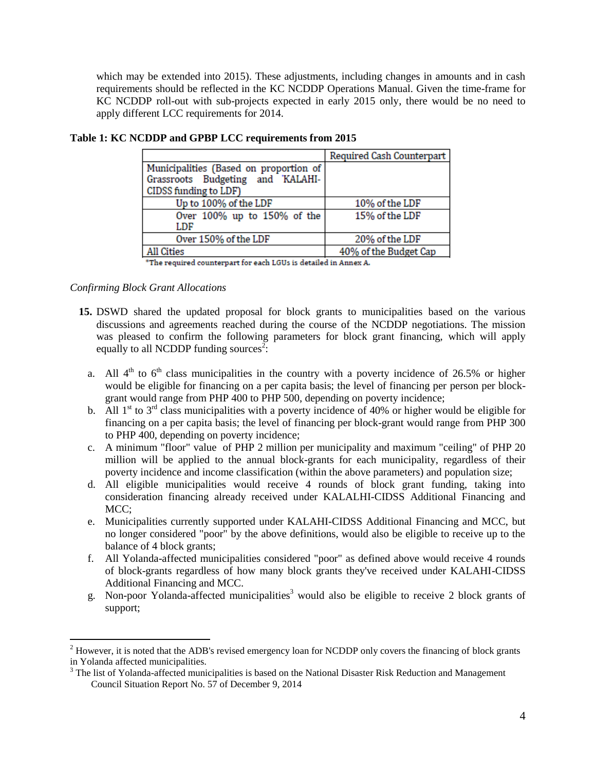which may be extended into 2015). These adjustments, including changes in amounts and in cash requirements should be reflected in the KC NCDDP Operations Manual. Given the time-frame for KC NCDDP roll-out with sub-projects expected in early 2015 only, there would be no need to apply different LCC requirements for 2014.

**Table 1: KC NCDDP and GPBP LCC requirements from 2015**

| | Required Cash Counterpart |
|---|---|
| Municipalities (Based on proportion of Grassroots Budgeting and 'KALAHI-CIDSS funding to LDF) | |
| Up to 100% of the LDF | 10% of the LDF |
| Over 100% up to 150% of the LDF | 15% of the LDF |
| Over 150% of the LDF | 20% of the LDF |
| All Cities | 40% of the Budget Cap |

*The required counterpart for each LGUs is detailed in Annex A.

*Confirming Block Grant Allocations*

**15.** DSWD shared the updated proposal for block grants to municipalities based on the various discussions and agreements reached during the course of the NCDDP negotiations. The mission was pleased to confirm the following parameters for block grant financing, which will apply equally to all NCDDP funding sources[2]:

a. All 4th to 6th class municipalities in the country with a poverty incidence of 26.5% or higher would be eligible for financing on a per capita basis; the level of financing per person per block-grant would range from PHP 400 to PHP 500, depending on poverty incidence;

b. All 1st to 3rd class municipalities with a poverty incidence of 40% or higher would be eligible for financing on a per capita basis; the level of financing per block-grant would range from PHP 300 to PHP 400, depending on poverty incidence;

c. A minimum "floor" value of PHP 2 million per municipality and maximum "ceiling" of PHP 20 million will be applied to the annual block-grants for each municipality, regardless of their poverty incidence and income classification (within the above parameters) and population size;

d. All eligible municipalities would receive 4 rounds of block grant funding, taking into consideration financing already received under KALALHI-CIDSS Additional Financing and MCC;

e. Municipalities currently supported under KALAHI-CIDSS Additional Financing and MCC, but no longer considered "poor" by the above definitions, would also be eligible to receive up to the balance of 4 block grants;

f. All Yolanda-affected municipalities considered "poor" as defined above would receive 4 rounds of block-grants regardless of how many block grants they've received under KALAHI-CIDSS Additional Financing and MCC.

g. Non-poor Yolanda-affected municipalities[3] would also be eligible to receive 2 block grants of support;

---

[2] However, it is noted that the ADB's revised emergency loan for NCDDP only covers the financing of block grants in Yolanda affected municipalities.

[3] The list of Yolanda-affected municipalities is based on the National Disaster Risk Reduction and Management Council Situation Report No. 57 of December 9, 2014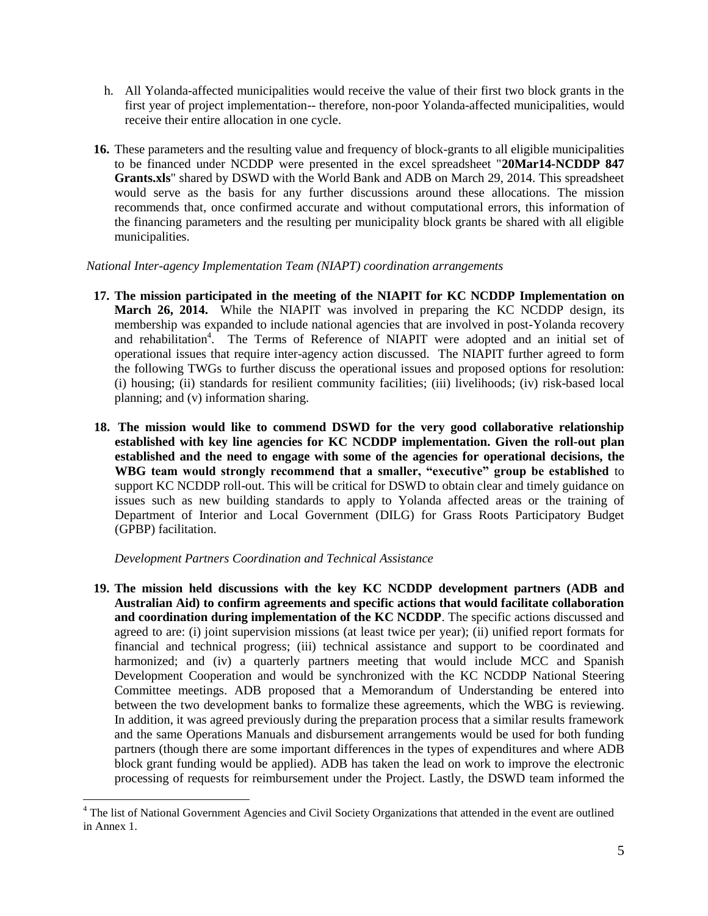h. All Yolanda-affected municipalities would receive the value of their first two block grants in the first year of project implementation-- therefore, non-poor Yolanda-affected municipalities, would receive their entire allocation in one cycle.

**16.** These parameters and the resulting value and frequency of block-grants to all eligible municipalities to be financed under NCDDP were presented in the excel spreadsheet "**20Mar14-NCDDP 847 Grants.xls**" shared by DSWD with the World Bank and ADB on March 29, 2014. This spreadsheet would serve as the basis for any further discussions around these allocations. The mission recommends that, once confirmed accurate and without computational errors, this information of the financing parameters and the resulting per municipality block grants be shared with all eligible municipalities.

*National Inter-agency Implementation Team (NIAPT) coordination arrangements*

**17. The mission participated in the meeting of the NIAPIT for KC NCDDP Implementation on March 26, 2014.** While the NIAPIT was involved in preparing the KC NCDDP design, its membership was expanded to include national agencies that are involved in post-Yolanda recovery and rehabilitation[4]. The Terms of Reference of NIAPIT were adopted and an initial set of operational issues that require inter-agency action discussed. The NIAPIT further agreed to form the following TWGs to further discuss the operational issues and proposed options for resolution: (i) housing; (ii) standards for resilient community facilities; (iii) livelihoods; (iv) risk-based local planning; and (v) information sharing.

**18. The mission would like to commend DSWD for the very good collaborative relationship established with key line agencies for KC NCDDP implementation. Given the roll-out plan established and the need to engage with some of the agencies for operational decisions, the WBG team would strongly recommend that a smaller, "executive" group be established** to support KC NCDDP roll-out. This will be critical for DSWD to obtain clear and timely guidance on issues such as new building standards to apply to Yolanda affected areas or the training of Department of Interior and Local Government (DILG) for Grass Roots Participatory Budget (GPBP) facilitation.

*Development Partners Coordination and Technical Assistance*

**19. The mission held discussions with the key KC NCDDP development partners (ADB and Australian Aid) to confirm agreements and specific actions that would facilitate collaboration and coordination during implementation of the KC NCDDP**. The specific actions discussed and agreed to are: (i) joint supervision missions (at least twice per year); (ii) unified report formats for financial and technical progress; (iii) technical assistance and support to be coordinated and harmonized; and (iv) a quarterly partners meeting that would include MCC and Spanish Development Cooperation and would be synchronized with the KC NCDDP National Steering Committee meetings. ADB proposed that a Memorandum of Understanding be entered into between the two development banks to formalize these agreements, which the WBG is reviewing. In addition, it was agreed previously during the preparation process that a similar results framework and the same Operations Manuals and disbursement arrangements would be used for both funding partners (though there are some important differences in the types of expenditures and where ADB block grant funding would be applied). ADB has taken the lead on work to improve the electronic processing of requests for reimbursement under the Project. Lastly, the DSWD team informed the

---

[4] The list of National Government Agencies and Civil Society Organizations that attended in the event are outlined in Annex 1.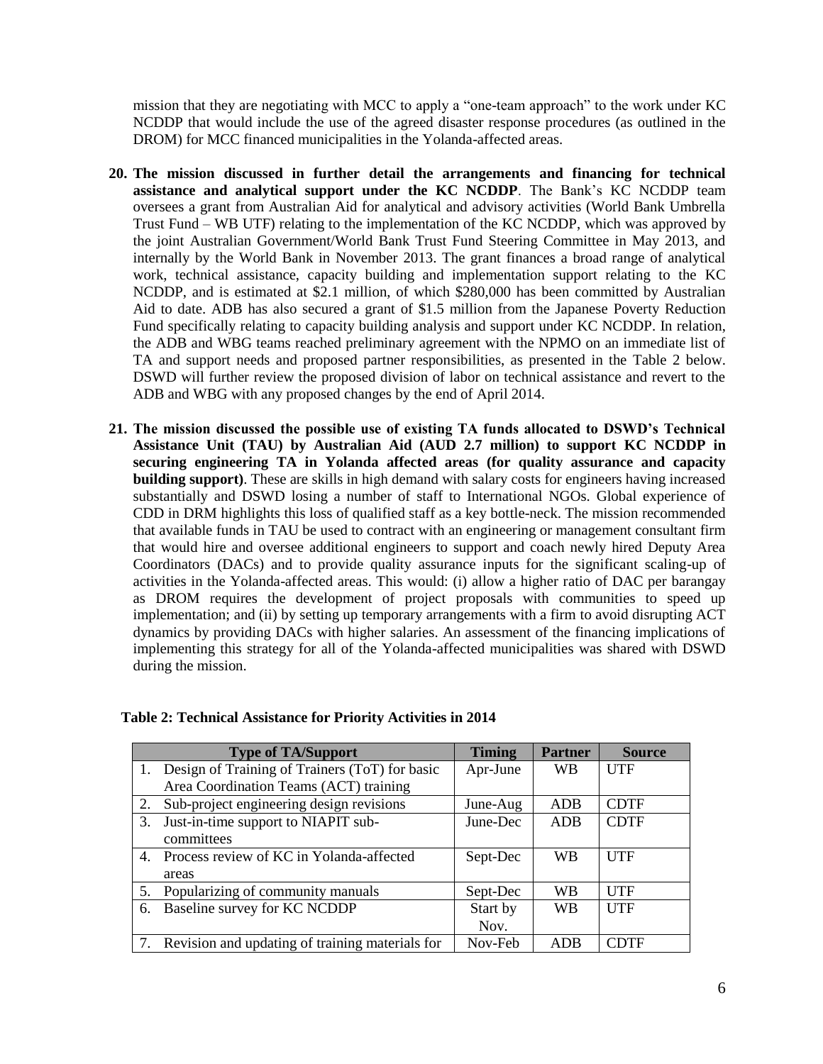mission that they are negotiating with MCC to apply a "one-team approach" to the work under KC NCDDP that would include the use of the agreed disaster response procedures (as outlined in the DROM) for MCC financed municipalities in the Yolanda-affected areas.

20. **The mission discussed in further detail the arrangements and financing for technical assistance and analytical support under the KC NCDDP**. The Bank's KC NCDDP team oversees a grant from Australian Aid for analytical and advisory activities (World Bank Umbrella Trust Fund – WB UTF) relating to the implementation of the KC NCDDP, which was approved by the joint Australian Government/World Bank Trust Fund Steering Committee in May 2013, and internally by the World Bank in November 2013. The grant finances a broad range of analytical work, technical assistance, capacity building and implementation support relating to the KC NCDDP, and is estimated at $2.1 million, of which $280,000 has been committed by Australian Aid to date. ADB has also secured a grant of $1.5 million from the Japanese Poverty Reduction Fund specifically relating to capacity building analysis and support under KC NCDDP. In relation, the ADB and WBG teams reached preliminary agreement with the NPMO on an immediate list of TA and support needs and proposed partner responsibilities, as presented in the Table 2 below. DSWD will further review the proposed division of labor on technical assistance and revert to the ADB and WBG with any proposed changes by the end of April 2014.

21. **The mission discussed the possible use of existing TA funds allocated to DSWD's Technical Assistance Unit (TAU) by Australian Aid (AUD 2.7 million) to support KC NCDDP in securing engineering TA in Yolanda affected areas (for quality assurance and capacity building support)**. These are skills in high demand with salary costs for engineers having increased substantially and DSWD losing a number of staff to International NGOs. Global experience of CDD in DRM highlights this loss of qualified staff as a key bottle-neck. The mission recommended that available funds in TAU be used to contract with an engineering or management consultant firm that would hire and oversee additional engineers to support and coach newly hired Deputy Area Coordinators (DACs) and to provide quality assurance inputs for the significant scaling-up of activities in the Yolanda-affected areas. This would: (i) allow a higher ratio of DAC per barangay as DROM requires the development of project proposals with communities to speed up implementation; and (ii) by setting up temporary arrangements with a firm to avoid disrupting ACT dynamics by providing DACs with higher salaries. An assessment of the financing implications of implementing this strategy for all of the Yolanda-affected municipalities was shared with DSWD during the mission.

**Table 2: Technical Assistance for Priority Activities in 2014**

| Type of TA/Support | Timing | Partner | Source |
|---|---|---|---|
| 1. Design of Training of Trainers (ToT) for basic Area Coordination Teams (ACT) training | Apr-June | WB | UTF |
| 2. Sub-project engineering design revisions | June-Aug | ADB | CDTF |
| 3. Just-in-time support to NIAPIT sub-committees | June-Dec | ADB | CDTF |
| 4. Process review of KC in Yolanda-affected areas | Sept-Dec | WB | UTF |
| 5. Popularizing of community manuals | Sept-Dec | WB | UTF |
| 6. Baseline survey for KC NCDDP | Start by Nov. | WB | UTF |
| 7. Revision and updating of training materials for | Nov-Feb | ADB | CDTF |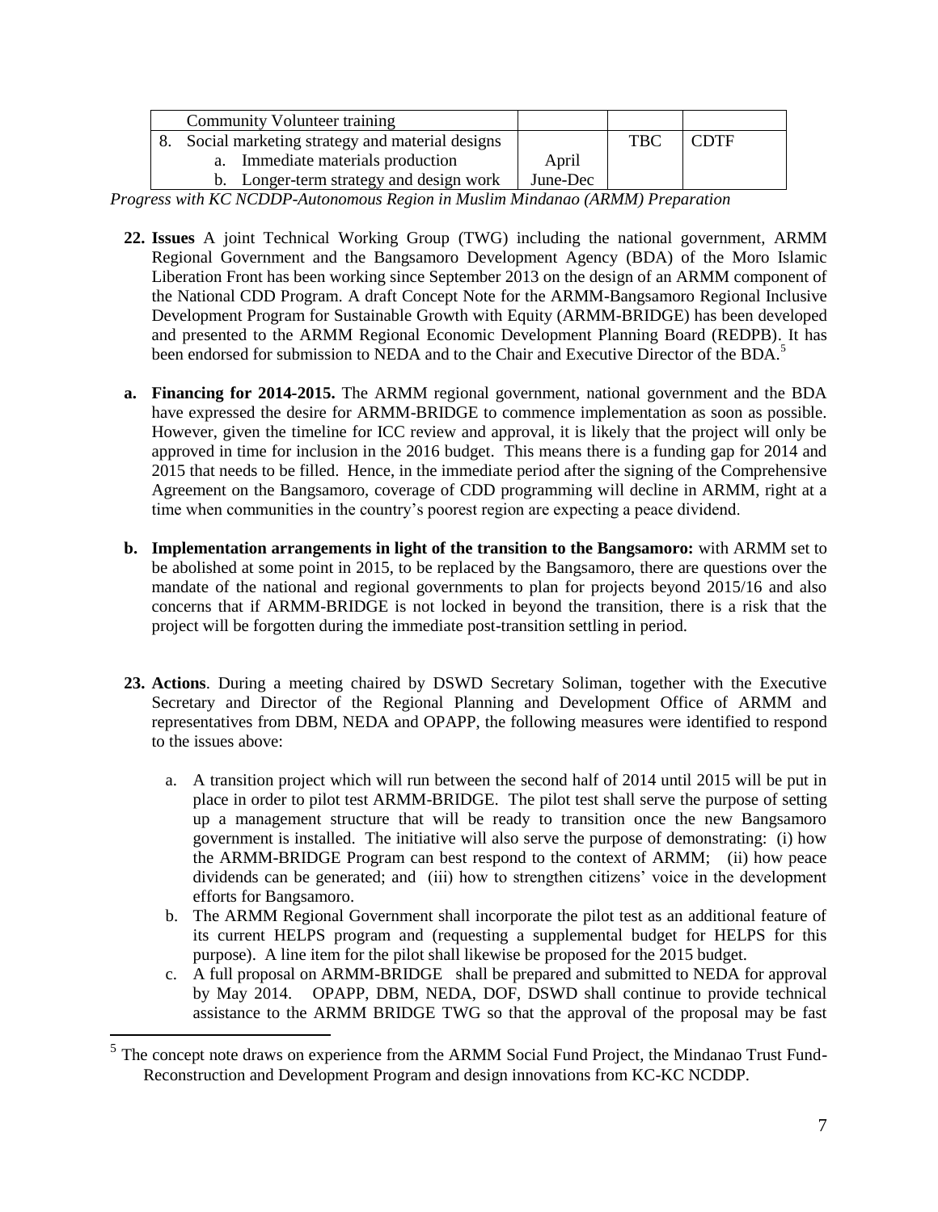| | | | |
|---|---|---|---|
| Community Volunteer training | | | |
| 8. Social marketing strategy and material designs | | TBC | CDTF |
| a. Immediate materials production | April | | |
| b. Longer-term strategy and design work | June-Dec | | |

*Progress with KC NCDDP-Autonomous Region in Muslim Mindanao (ARMM) Preparation*

**22. Issues** A joint Technical Working Group (TWG) including the national government, ARMM Regional Government and the Bangsamoro Development Agency (BDA) of the Moro Islamic Liberation Front has been working since September 2013 on the design of an ARMM component of the National CDD Program. A draft Concept Note for the ARMM-Bangsamoro Regional Inclusive Development Program for Sustainable Growth with Equity (ARMM-BRIDGE) has been developed and presented to the ARMM Regional Economic Development Planning Board (REDPB). It has been endorsed for submission to NEDA and to the Chair and Executive Director of the BDA.[5]

**a. Financing for 2014-2015.** The ARMM regional government, national government and the BDA have expressed the desire for ARMM-BRIDGE to commence implementation as soon as possible. However, given the timeline for ICC review and approval, it is likely that the project will only be approved in time for inclusion in the 2016 budget. This means there is a funding gap for 2014 and 2015 that needs to be filled. Hence, in the immediate period after the signing of the Comprehensive Agreement on the Bangsamoro, coverage of CDD programming will decline in ARMM, right at a time when communities in the country's poorest region are expecting a peace dividend.

**b. Implementation arrangements in light of the transition to the Bangsamoro:** with ARMM set to be abolished at some point in 2015, to be replaced by the Bangsamoro, there are questions over the mandate of the national and regional governments to plan for projects beyond 2015/16 and also concerns that if ARMM-BRIDGE is not locked in beyond the transition, there is a risk that the project will be forgotten during the immediate post-transition settling in period.

**23. Actions**. During a meeting chaired by DSWD Secretary Soliman, together with the Executive Secretary and Director of the Regional Planning and Development Office of ARMM and representatives from DBM, NEDA and OPAPP, the following measures were identified to respond to the issues above:

a. A transition project which will run between the second half of 2014 until 2015 will be put in place in order to pilot test ARMM-BRIDGE. The pilot test shall serve the purpose of setting up a management structure that will be ready to transition once the new Bangsamoro government is installed. The initiative will also serve the purpose of demonstrating: (i) how the ARMM-BRIDGE Program can best respond to the context of ARMM; (ii) how peace dividends can be generated; and (iii) how to strengthen citizens' voice in the development efforts for Bangsamoro.

b. The ARMM Regional Government shall incorporate the pilot test as an additional feature of its current HELPS program and (requesting a supplemental budget for HELPS for this purpose). A line item for the pilot shall likewise be proposed for the 2015 budget.

c. A full proposal on ARMM-BRIDGE shall be prepared and submitted to NEDA for approval by May 2014. OPAPP, DBM, NEDA, DOF, DSWD shall continue to provide technical assistance to the ARMM BRIDGE TWG so that the approval of the proposal may be fast

[5] The concept note draws on experience from the ARMM Social Fund Project, the Mindanao Trust Fund-Reconstruction and Development Program and design innovations from KC-KC NCDDP.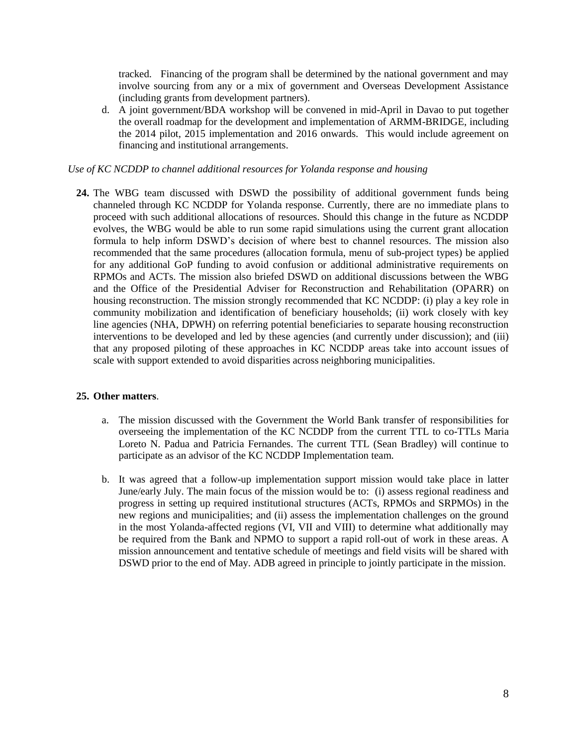tracked. Financing of the program shall be determined by the national government and may involve sourcing from any or a mix of government and Overseas Development Assistance (including grants from development partners).

d. A joint government/BDA workshop will be convened in mid-April in Davao to put together the overall roadmap for the development and implementation of ARMM-BRIDGE, including the 2014 pilot, 2015 implementation and 2016 onwards. This would include agreement on financing and institutional arrangements.

*Use of KC NCDDP to channel additional resources for Yolanda response and housing*

**24.** The WBG team discussed with DSWD the possibility of additional government funds being channeled through KC NCDDP for Yolanda response. Currently, there are no immediate plans to proceed with such additional allocations of resources. Should this change in the future as NCDDP evolves, the WBG would be able to run some rapid simulations using the current grant allocation formula to help inform DSWD's decision of where best to channel resources. The mission also recommended that the same procedures (allocation formula, menu of sub-project types) be applied for any additional GoP funding to avoid confusion or additional administrative requirements on RPMOs and ACTs. The mission also briefed DSWD on additional discussions between the WBG and the Office of the Presidential Adviser for Reconstruction and Rehabilitation (OPARR) on housing reconstruction. The mission strongly recommended that KC NCDDP: (i) play a key role in community mobilization and identification of beneficiary households; (ii) work closely with key line agencies (NHA, DPWH) on referring potential beneficiaries to separate housing reconstruction interventions to be developed and led by these agencies (and currently under discussion); and (iii) that any proposed piloting of these approaches in KC NCDDP areas take into account issues of scale with support extended to avoid disparities across neighboring municipalities.

**25. Other matters**.

a. The mission discussed with the Government the World Bank transfer of responsibilities for overseeing the implementation of the KC NCDDP from the current TTL to co-TTLs Maria Loreto N. Padua and Patricia Fernandes. The current TTL (Sean Bradley) will continue to participate as an advisor of the KC NCDDP Implementation team.

b. It was agreed that a follow-up implementation support mission would take place in latter June/early July. The main focus of the mission would be to: (i) assess regional readiness and progress in setting up required institutional structures (ACTs, RPMOs and SRPMOs) in the new regions and municipalities; and (ii) assess the implementation challenges on the ground in the most Yolanda-affected regions (VI, VII and VIII) to determine what additionally may be required from the Bank and NPMO to support a rapid roll-out of work in these areas. A mission announcement and tentative schedule of meetings and field visits will be shared with DSWD prior to the end of May. ADB agreed in principle to jointly participate in the mission.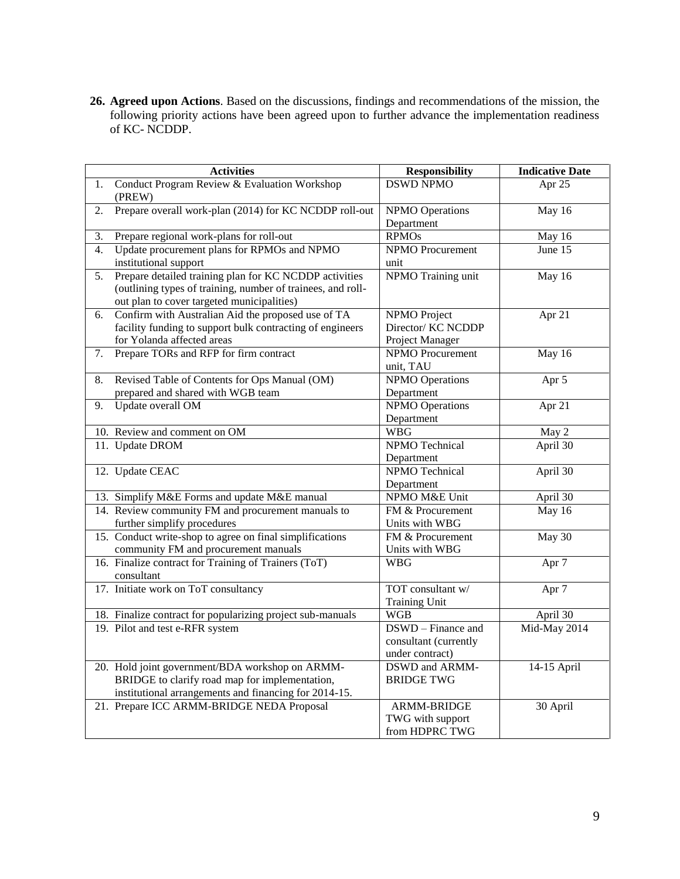26. **Agreed upon Actions**. Based on the discussions, findings and recommendations of the mission, the following priority actions have been agreed upon to further advance the implementation readiness of KC- NCDDP.

| Activities | Responsibility | Indicative Date |
|---|---|---|
| 1. Conduct Program Review & Evaluation Workshop (PREW) | DSWD NPMO | Apr 25 |
| 2. Prepare overall work-plan (2014) for KC NCDDP roll-out | NPMO Operations Department | May 16 |
| 3. Prepare regional work-plans for roll-out | RPMOs | May 16 |
| 4. Update procurement plans for RPMOs and NPMO institutional support | NPMO Procurement unit | June 15 |
| 5. Prepare detailed training plan for KC NCDDP activities (outlining types of training, number of trainees, and roll-out plan to cover targeted municipalities) | NPMO Training unit | May 16 |
| 6. Confirm with Australian Aid the proposed use of TA facility funding to support bulk contracting of engineers for Yolanda affected areas | NPMO Project Director/ KC NCDDP Project Manager | Apr 21 |
| 7. Prepare TORs and RFP for firm contract | NPMO Procurement unit, TAU | May 16 |
| 8. Revised Table of Contents for Ops Manual (OM) prepared and shared with WGB team | NPMO Operations Department | Apr 5 |
| 9. Update overall OM | NPMO Operations Department | Apr 21 |
| 10. Review and comment on OM | WBG | May 2 |
| 11. Update DROM | NPMO Technical Department | April 30 |
| 12. Update CEAC | NPMO Technical Department | April 30 |
| 13. Simplify M&E Forms and update M&E manual | NPMO M&E Unit | April 30 |
| 14. Review community FM and procurement manuals to further simplify procedures | FM & Procurement Units with WBG | May 16 |
| 15. Conduct write-shop to agree on final simplifications community FM and procurement manuals | FM & Procurement Units with WBG | May 30 |
| 16. Finalize contract for Training of Trainers (ToT) consultant | WBG | Apr 7 |
| 17. Initiate work on ToT consultancy | TOT consultant w/ Training Unit | Apr 7 |
| 18. Finalize contract for popularizing project sub-manuals | WGB | April 30 |
| 19. Pilot and test e-RFR system | DSWD – Finance and consultant (currently under contract) | Mid-May 2014 |
| 20. Hold joint government/BDA workshop on ARMM-BRIDGE to clarify road map for implementation, institutional arrangements and financing for 2014-15. | DSWD and ARMM-BRIDGE TWG | 14-15 April |
| 21. Prepare ICC ARMM-BRIDGE NEDA Proposal | ARMM-BRIDGE TWG with support from HDPRC TWG | 30 April |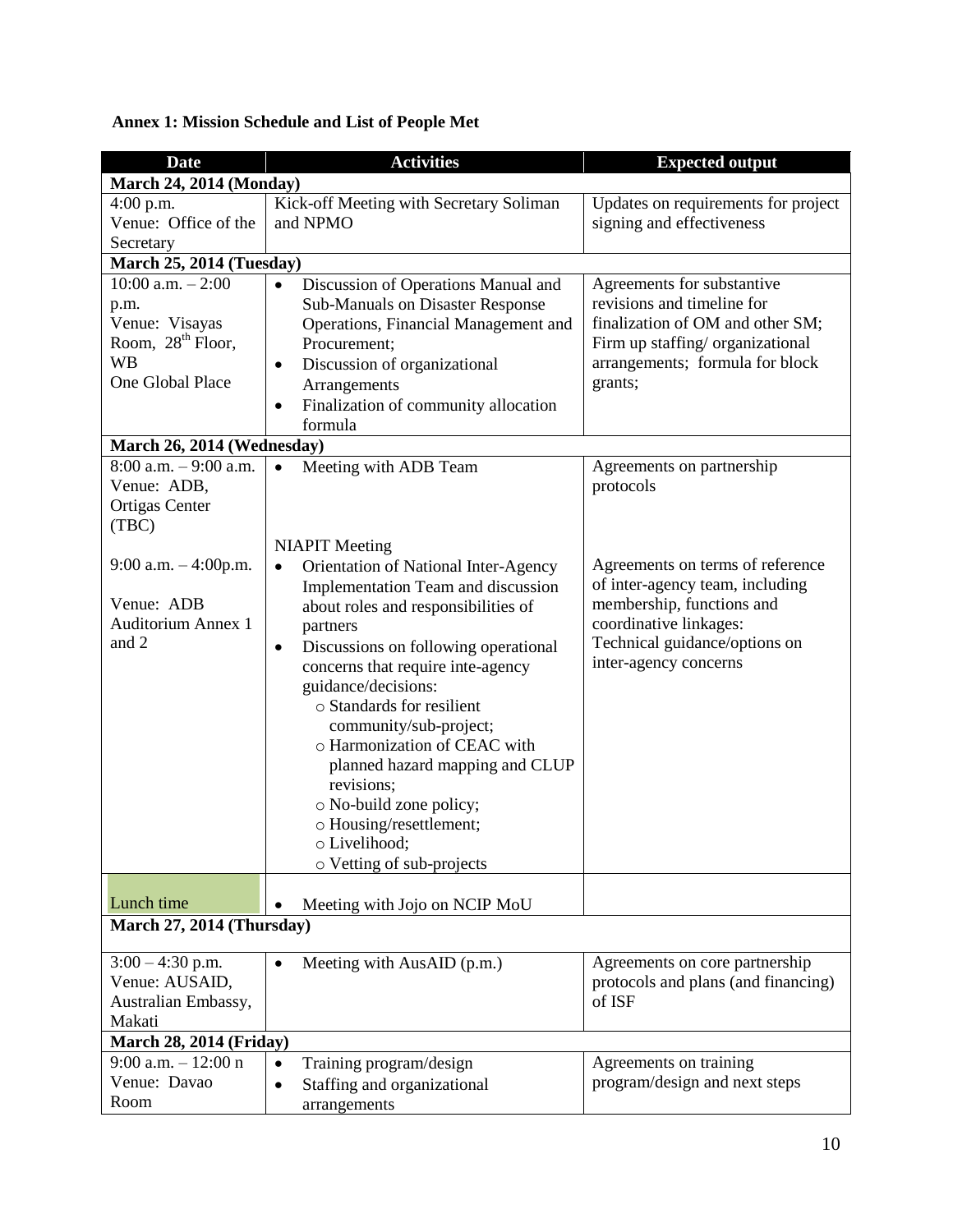**Annex 1: Mission Schedule and List of People Met**

| Date | Activities | Expected output |
|---|---|---|
| **March 24, 2014 (Monday)** | | |
| 4:00 p.m.<br>Venue: Office of the Secretary | Kick-off Meeting with Secretary Soliman and NPMO | Updates on requirements for project signing and effectiveness |
| **March 25, 2014 (Tuesday)** | | |
| 10:00 a.m. – 2:00 p.m.<br>Venue: Visayas Room, 28th Floor, WB One Global Place | • Discussion of Operations Manual and Sub-Manuals on Disaster Response Operations, Financial Management and Procurement;<br>• Discussion of organizational Arrangements<br>• Finalization of community allocation formula | Agreements for substantive revisions and timeline for finalization of OM and other SM; Firm up staffing/ organizational arrangements; formula for block grants; |
| **March 26, 2014 (Wednesday)** | | |
| 8:00 a.m. – 9:00 a.m.<br>Venue: ADB, Ortigas Center (TBC) | • Meeting with ADB Team | Agreements on partnership protocols |
| 9:00 a.m. – 4:00p.m.<br>Venue: ADB Auditorium Annex 1 and 2 | NIAPIT Meeting<br>• Orientation of National Inter-Agency Implementation Team and discussion about roles and responsibilities of partners<br>• Discussions on following operational concerns that require inte-agency guidance/decisions:<br>○ Standards for resilient community/sub-project;<br>○ Harmonization of CEAC with planned hazard mapping and CLUP revisions;<br>○ No-build zone policy;<br>○ Housing/resettlement;<br>○ Livelihood;<br>○ Vetting of sub-projects | Agreements on terms of reference of inter-agency team, including membership, functions and coordinative linkages:<br>Technical guidance/options on inter-agency concerns |
| Lunch time | • Meeting with Jojo on NCIP MoU | |
| **March 27, 2014 (Thursday)** | | |
| 3:00 – 4:30 p.m.<br>Venue: AUSAID, Australian Embassy, Makati | • Meeting with AusAID (p.m.) | Agreements on core partnership protocols and plans (and financing) of ISF |
| **March 28, 2014 (Friday)** | | |
| 9:00 a.m. – 12:00 n<br>Venue: Davao Room | • Training program/design<br>• Staffing and organizational arrangements | Agreements on training program/design and next steps |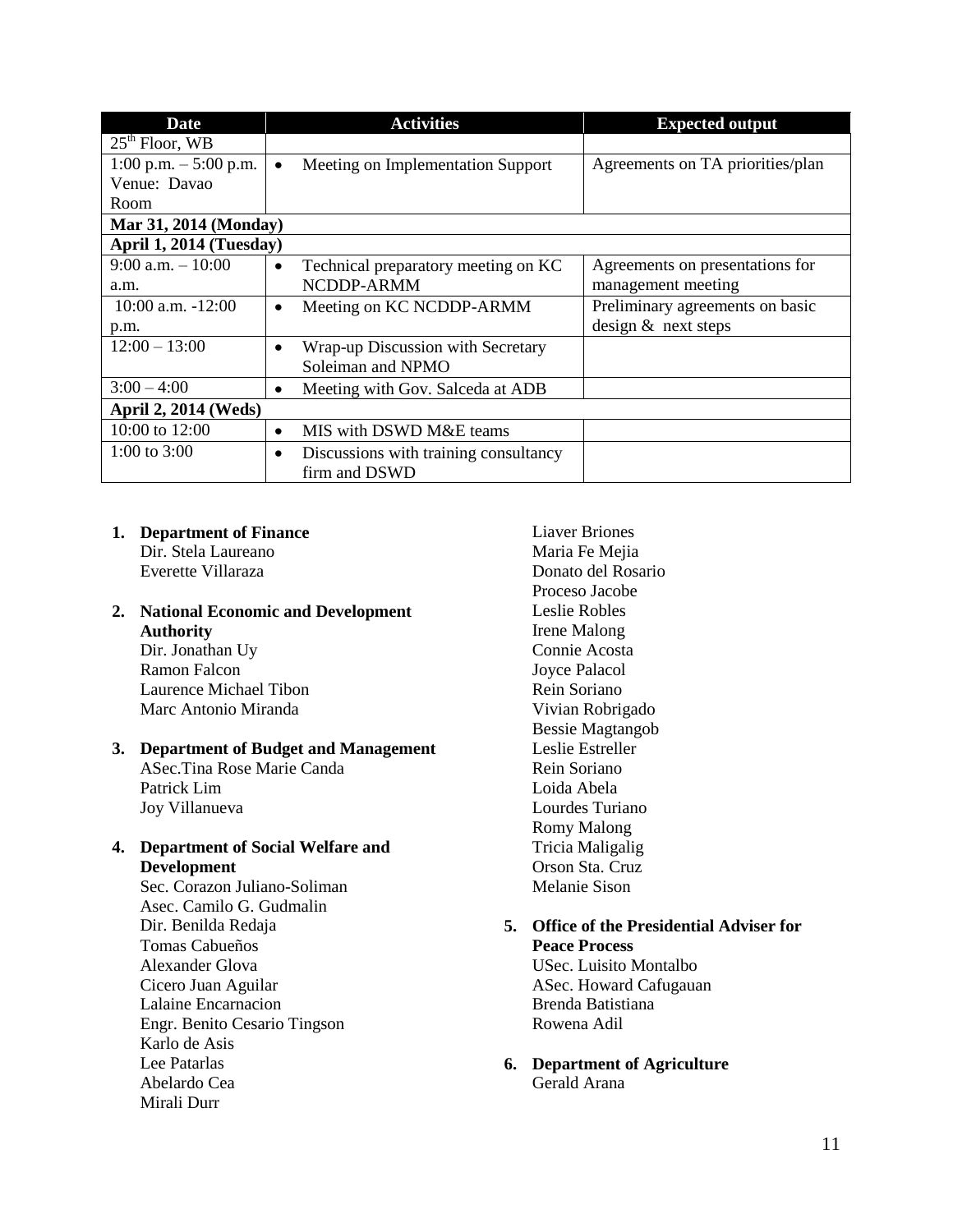| Date | Activities | Expected output |
|---|---|---|
| 25th Floor, WB | | |
| 1:00 p.m. – 5:00 p.m. Venue: Davao Room | • Meeting on Implementation Support | Agreements on TA priorities/plan |
| **Mar 31, 2014 (Monday)** | | |
| **April 1, 2014 (Tuesday)** | | |
| 9:00 a.m. – 10:00 a.m. | • Technical preparatory meeting on KC NCDDP-ARMM | Agreements on presentations for management meeting |
| 10:00 a.m. -12:00 p.m. | • Meeting on KC NCDDP-ARMM | Preliminary agreements on basic design & next steps |
| 12:00 – 13:00 | • Wrap-up Discussion with Secretary Soleiman and NPMO | |
| 3:00 – 4:00 | • Meeting with Gov. Salceda at ADB | |
| **April 2, 2014 (Weds)** | | |
| 10:00 to 12:00 | • MIS with DSWD M&E teams | |
| 1:00 to 3:00 | • Discussions with training consultancy firm and DSWD | |

1. **Department of Finance**
   Dir. Stela Laureano
   Everette Villaraza

2. **National Economic and Development Authority**
   Dir. Jonathan Uy
   Ramon Falcon
   Laurence Michael Tibon
   Marc Antonio Miranda

3. **Department of Budget and Management**
   ASec.Tina Rose Marie Canda
   Patrick Lim
   Joy Villanueva

4. **Department of Social Welfare and Development**
   Sec. Corazon Juliano-Soliman
   Asec. Camilo G. Gudmalin
   Dir. Benilda Redaja
   Tomas Cabueños
   Alexander Glova
   Cicero Juan Aguilar
   Lalaine Encarnacion
   Engr. Benito Cesario Tingson
   Karlo de Asis
   Lee Patarlas
   Abelardo Cea
   Mirali Durr
   Liaver Briones
   Maria Fe Mejia
   Donato del Rosario
   Proceso Jacobe
   Leslie Robles
   Irene Malong
   Connie Acosta
   Joyce Palacol
   Rein Soriano
   Vivian Robrigado
   Bessie Magtangob
   Leslie Estreller
   Rein Soriano
   Loida Abela
   Lourdes Turiano
   Romy Malong
   Tricia Maligalig
   Orson Sta. Cruz
   Melanie Sison

5. **Office of the Presidential Adviser for Peace Process**
   USec. Luisito Montalbo
   ASec. Howard Cafugauan
   Brenda Batistiana
   Rowena Adil

6. **Department of Agriculture**
   Gerald Arana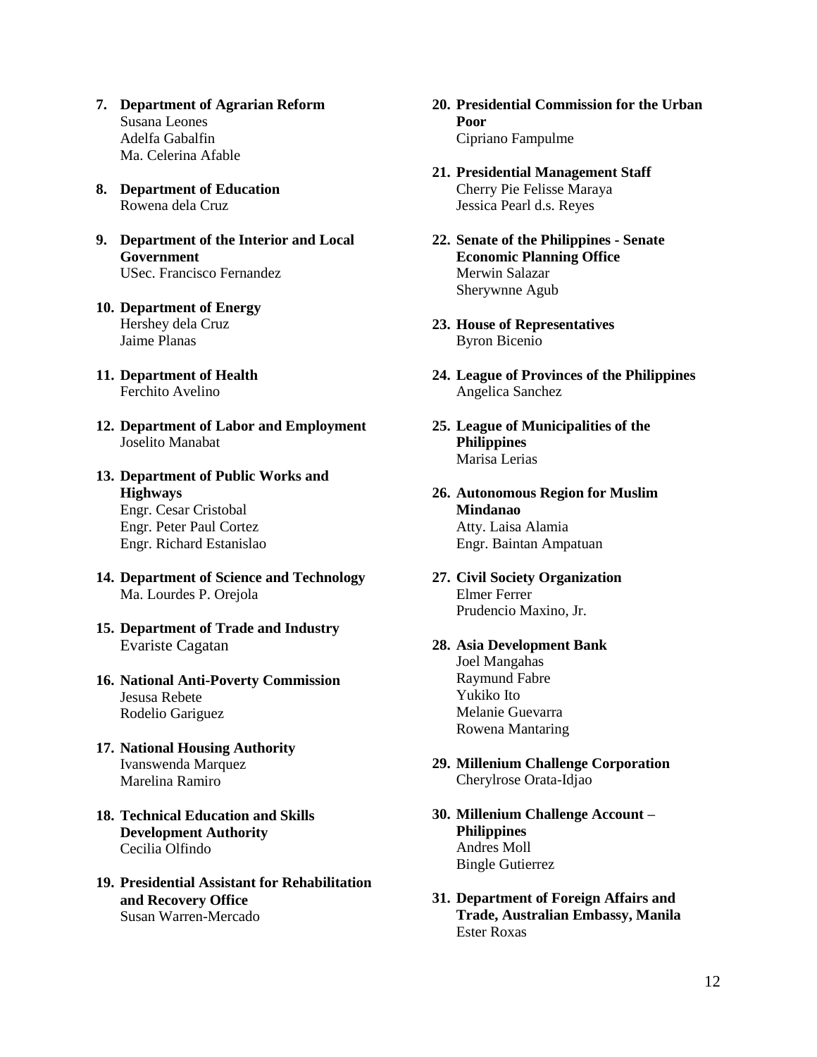7. **Department of Agrarian Reform**
   Susana Leones
   Adelfa Gabalfin
   Ma. Celerina Afable

8. **Department of Education**
   Rowena dela Cruz

9. **Department of the Interior and Local Government**
   USec. Francisco Fernandez

10. **Department of Energy**
    Hershey dela Cruz
    Jaime Planas

11. **Department of Health**
    Ferchito Avelino

12. **Department of Labor and Employment**
    Joselito Manabat

13. **Department of Public Works and Highways**
    Engr. Cesar Cristobal
    Engr. Peter Paul Cortez
    Engr. Richard Estanislao

14. **Department of Science and Technology**
    Ma. Lourdes P. Orejola

15. **Department of Trade and Industry**
    Evariste Cagatan

16. **National Anti-Poverty Commission**
    Jesusa Rebete
    Rodelio Gariguez

17. **National Housing Authority**
    Ivanswenda Marquez
    Marelina Ramiro

18. **Technical Education and Skills Development Authority**
    Cecilia Olfindo

19. **Presidential Assistant for Rehabilitation and Recovery Office**
    Susan Warren-Mercado

20. **Presidential Commission for the Urban Poor**
    Cipriano Fampulme

21. **Presidential Management Staff**
    Cherry Pie Felisse Maraya
    Jessica Pearl d.s. Reyes

22. **Senate of the Philippines - Senate Economic Planning Office**
    Merwin Salazar
    Sherywnne Agub

23. **House of Representatives**
    Byron Bicenio

24. **League of Provinces of the Philippines**
    Angelica Sanchez

25. **League of Municipalities of the Philippines**
    Marisa Lerias

26. **Autonomous Region for Muslim Mindanao**
    Atty. Laisa Alamia
    Engr. Baintan Ampatuan

27. **Civil Society Organization**
    Elmer Ferrer
    Prudencio Maxino, Jr.

28. **Asia Development Bank**
    Joel Mangahas
    Raymund Fabre
    Yukiko Ito
    Melanie Guevarra
    Rowena Mantaring

29. **Millenium Challenge Corporation**
    Cherylrose Orata-Idjao

30. **Millenium Challenge Account – Philippines**
    Andres Moll
    Bingle Gutierrez

31. **Department of Foreign Affairs and Trade, Australian Embassy, Manila**
    Ester Roxas